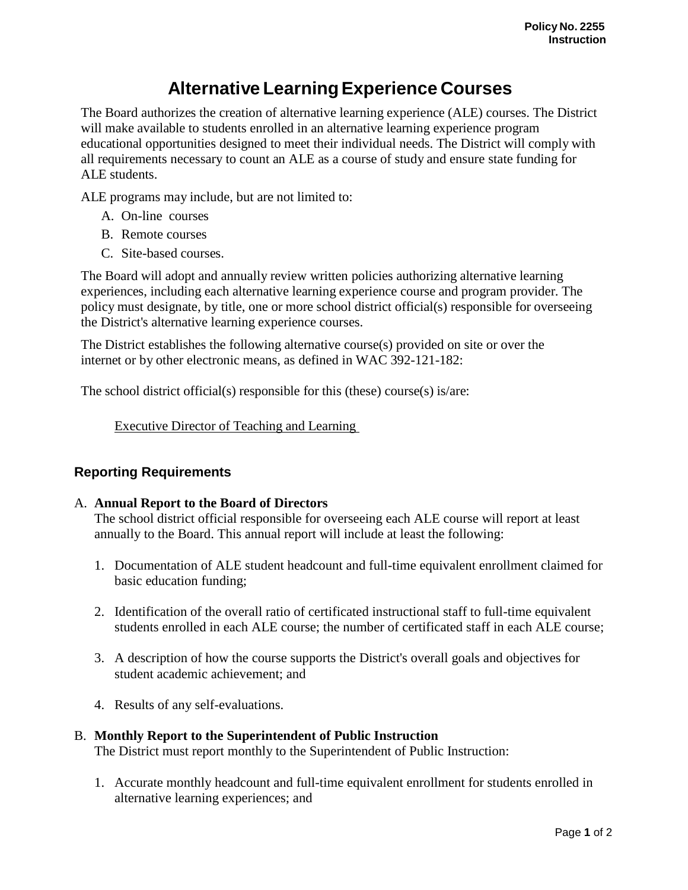Policy No. 2255
Instruction

# Alternative Learning Experience Courses

The Board authorizes the creation of alternative learning experience (ALE) courses. The District will make available to students enrolled in an alternative learning experience program educational opportunities designed to meet their individual needs. The District will comply with all requirements necessary to count an ALE as a course of study and ensure state funding for ALE students.

ALE programs may include, but are not limited to:

A. On-line courses
B. Remote courses
C. Site-based courses.

The Board will adopt and annually review written policies authorizing alternative learning experiences, including each alternative learning experience course and program provider. The policy must designate, by title, one or more school district official(s) responsible for overseeing the District's alternative learning experience courses.

The District establishes the following alternative course(s) provided on site or over the internet or by other electronic means, as defined in WAC 392-121-182:

The school district official(s) responsible for this (these) course(s) is/are:

Executive Director of Teaching and Learning

## Reporting Requirements

A. **Annual Report to the Board of Directors**
The school district official responsible for overseeing each ALE course will report at least annually to the Board. This annual report will include at least the following:

1. Documentation of ALE student headcount and full-time equivalent enrollment claimed for basic education funding;

2. Identification of the overall ratio of certificated instructional staff to full-time equivalent students enrolled in each ALE course; the number of certificated staff in each ALE course;

3. A description of how the course supports the District's overall goals and objectives for student academic achievement; and

4. Results of any self-evaluations.

B. **Monthly Report to the Superintendent of Public Instruction**
The District must report monthly to the Superintendent of Public Instruction:

1. Accurate monthly headcount and full-time equivalent enrollment for students enrolled in alternative learning experiences; and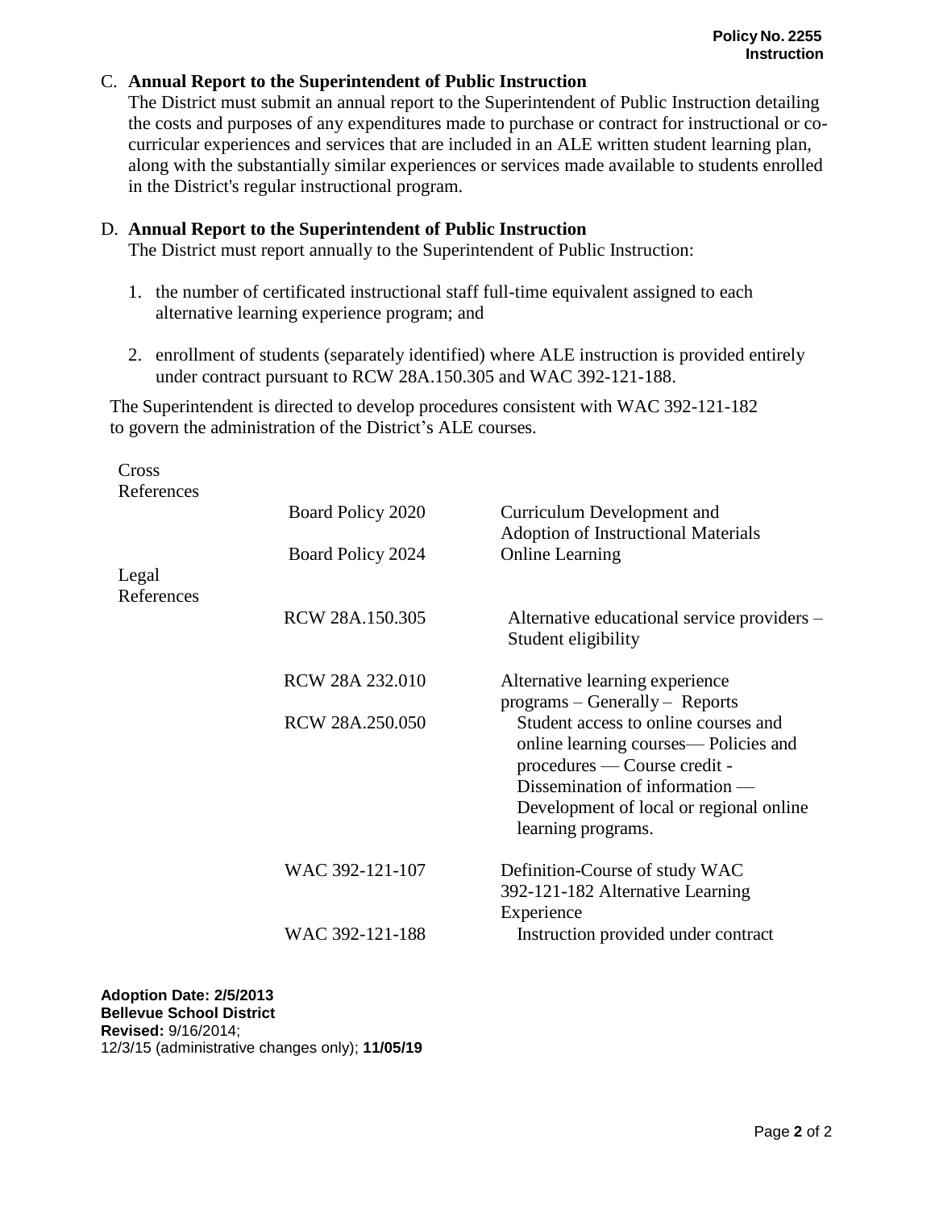C. **Annual Report to the Superintendent of Public Instruction**
The District must submit an annual report to the Superintendent of Public Instruction detailing the costs and purposes of any expenditures made to purchase or contract for instructional or co-curricular experiences and services that are included in an ALE written student learning plan, along with the substantially similar experiences or services made available to students enrolled in the District's regular instructional program.

D. **Annual Report to the Superintendent of Public Instruction**
The District must report annually to the Superintendent of Public Instruction:

1. the number of certificated instructional staff full-time equivalent assigned to each alternative learning experience program; and

2. enrollment of students (separately identified) where ALE instruction is provided entirely under contract pursuant to RCW 28A.150.305 and WAC 392-121-188.

The Superintendent is directed to develop procedures consistent with WAC 392-121-182 to govern the administration of the District's ALE courses.

| | | |
|---|---|---|
| Cross References | | |
| | Board Policy 2020 | Curriculum Development and Adoption of Instructional Materials |
| | Board Policy 2024 | Online Learning |
| Legal References | | |
| | RCW 28A.150.305 | Alternative educational service providers – Student eligibility |
| | RCW 28A 232.010 | Alternative learning experience programs – Generally – Reports |
| | RCW 28A.250.050 | Student access to online courses and online learning courses— Policies and procedures — Course credit - Dissemination of information — Development of local or regional online learning programs. |
| | WAC 392-121-107 | Definition-Course of study WAC 392-121-182 Alternative Learning Experience |
| | WAC 392-121-188 | Instruction provided under contract |

**Adoption Date: 2/5/2013**
**Bellevue School District**
**Revised:** 9/16/2014;
12/3/15 (administrative changes only); **11/05/19**